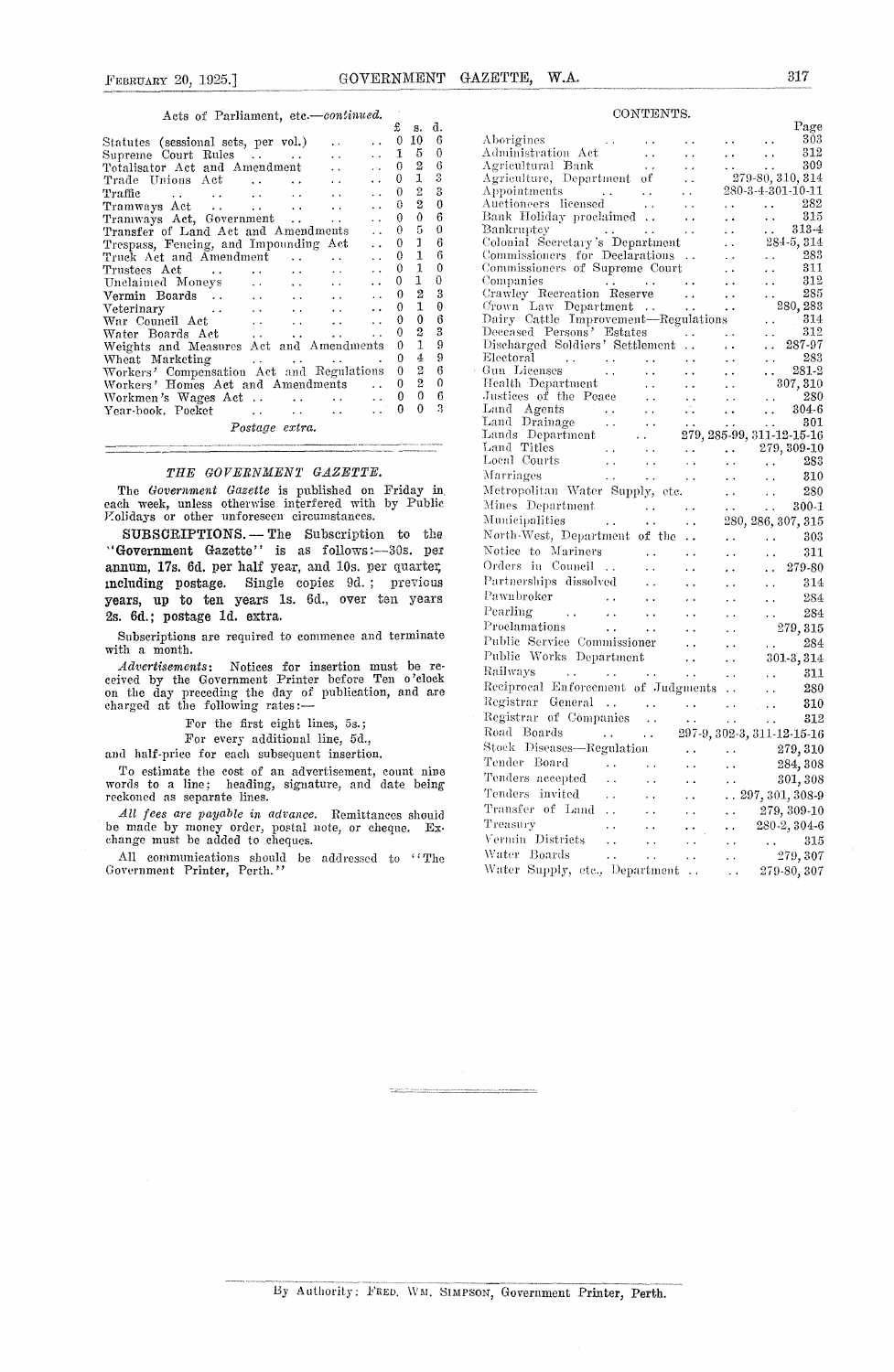Acts of Parliament, etc.—*continued.*

| | £ | s. | d. |
|---|---|---|---|
| Statutes (sessional sets, per vol.) | 0 | 10 | 6 |
| Supreme Court Rules | 1 | 5 | 0 |
| Totalisator Act and Amendment | 0 | 2 | 6 |
| Trade Unions Act | 0 | 1 | 3 |
| Traffic | 0 | 2 | 3 |
| Tramways Act | 0 | 2 | 0 |
| Tramways Act, Government | 0 | 0 | 6 |
| Transfer of Land Act and Amendments | 0 | 5 | 0 |
| Trespass, Fencing, and Impounding Act | 0 | 1 | 6 |
| Truck Act and Amendment | 0 | 1 | 6 |
| Trustees Act | 0 | 1 | 0 |
| Unclaimed Moneys | 0 | 1 | 0 |
| Vermin Boards | 0 | 2 | 3 |
| Veterinary | 0 | 1 | 0 |
| War Council Act | 0 | 0 | 6 |
| Water Boards Act | 0 | 2 | 3 |
| Weights and Measures Act and Amendments | 0 | 1 | 9 |
| Wheat Marketing | 0 | 4 | 9 |
| Workers' Compensation Act and Regulations | 0 | 2 | 6 |
| Workers' Homes Act and Amendments | 0 | 2 | 0 |
| Workmen's Wages Act | 0 | 0 | 6 |
| Year-book, Pocket | 0 | 0 | 3 |

*Postage extra.*

## *THE GOVERNMENT GAZETTE.*

The *Government Gazette* is published on Friday in each week, unless otherwise interfered with by Public Holidays or other unforeseen circumstances.

**SUBSCRIPTIONS.—The Subscription to the "Government Gazette" is as follows:—30s. per annum, 17s. 6d. per half year, and 10s. per quarter, including postage. Single copies 9d.; previous years, up to ten years 1s. 6d., over ten years 2s. 6d.; postage 1d. extra.**

Subscriptions are required to commence and terminate with a month.

*Advertisements*: Notices for insertion must be received by the Government Printer before Ten o'clock on the day preceding the day of publication, and are charged at the following rates:—

For the first eight lines, 5s.;
For every additional line, 5d.,

and half-price for each subsequent insertion.

To estimate the cost of an advertisement, count nine words to a line; heading, signature, and date being reckoned as separate lines.

*All fees are payable in advance.* Remittances should be made by money order, postal note, or cheque. Exchange must be added to cheques.

All communications should be addressed to "The Government Printer, Perth."

## CONTENTS.

| | Page |
|---|---|
| Aborigines | 303 |
| Administration Act | 312 |
| Agricultural Bank | 309 |
| Agriculture, Department of | 279-80, 310, 314 |
| Appointments | 280-3-4-301-10-11 |
| Auctioneers licensed | 282 |
| Bank Holiday proclaimed | 315 |
| Bankruptcy | 313-4 |
| Colonial Secretary's Department | 284-5, 314 |
| Commissioners for Declarations | 283 |
| Commissioners of Supreme Court | 311 |
| Companies | 312 |
| Crawley Recreation Reserve | 285 |
| Crown Law Department | 280, 283 |
| Dairy Cattle Improvement—Regulations | 314 |
| Deceased Persons' Estates | 312 |
| Discharged Soldiers' Settlement | 287-97 |
| Electoral | 283 |
| Gun Licenses | 281-2 |
| Health Department | 307, 310 |
| Justices of the Peace | 280 |
| Land Agents | 304-6 |
| Land Drainage | 301 |
| Lands Department | 279, 285-99, 311-12-15-16 |
| Land Titles | 279, 309-10 |
| Local Courts | 283 |
| Marriages | 310 |
| Metropolitan Water Supply, etc. | 280 |
| Mines Department | 300-1 |
| Municipalities | 280, 286, 307, 315 |
| North-West, Department of the | 303 |
| Notice to Mariners | 311 |
| Orders in Council | 279-80 |
| Partnerships dissolved | 314 |
| Pawnbroker | 284 |
| Pearling | 284 |
| Proclamations | 279, 315 |
| Public Service Commissioner | 284 |
| Public Works Department | 301-3, 314 |
| Railways | 311 |
| Reciprocal Enforcement of Judgments | 280 |
| Registrar General | 310 |
| Registrar of Companies | 312 |
| Road Boards | 297-9, 302-3, 311-12-15-16 |
| Stock Diseases—Regulation | 279, 310 |
| Tender Board | 284, 308 |
| Tenders accepted | 301, 308 |
| Tenders invited | 297, 301, 308-9 |
| Transfer of Land | 279, 309-10 |
| Treasury | 280-2, 304-6 |
| Vermin Districts | 315 |
| Water Boards | 279, 307 |
| Water Supply, etc., Department | 279-80, 307 |

By Authority: FRED. WM. SIMPSON, Government Printer, Perth.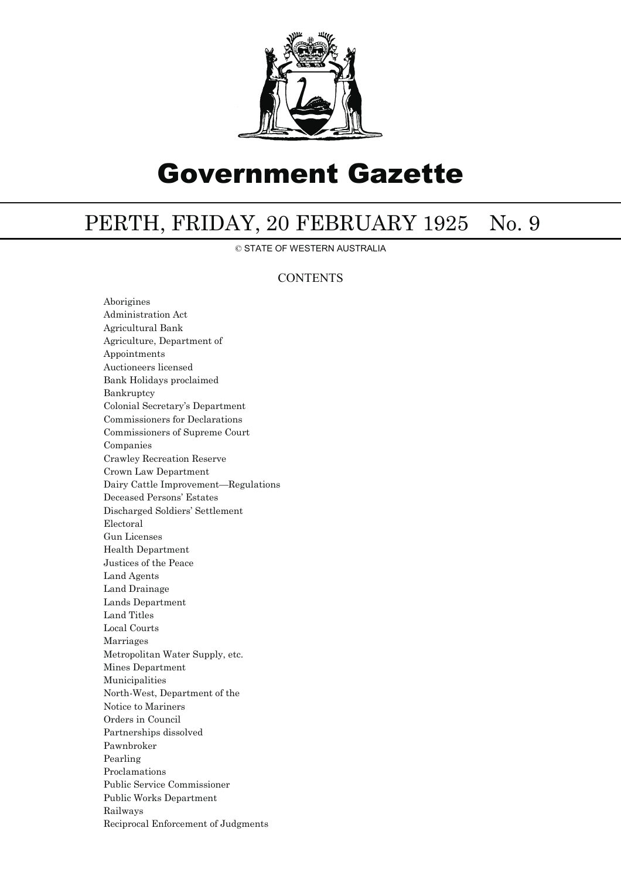# Government Gazette

## PERTH, FRIDAY, 20 FEBRUARY 1925 No. 9

© STATE OF WESTERN AUSTRALIA

### CONTENTS

Aborigines
Administration Act
Agricultural Bank
Agriculture, Department of
Appointments
Auctioneers licensed
Bank Holidays proclaimed
Bankruptcy
Colonial Secretary's Department
Commissioners for Declarations
Commissioners of Supreme Court
Companies
Crawley Recreation Reserve
Crown Law Department
Dairy Cattle Improvement—Regulations
Deceased Persons' Estates
Discharged Soldiers' Settlement
Electoral
Gun Licenses
Health Department
Justices of the Peace
Land Agents
Land Drainage
Lands Department
Land Titles
Local Courts
Marriages
Metropolitan Water Supply, etc.
Mines Department
Municipalities
North-West, Department of the
Notice to Mariners
Orders in Council
Partnerships dissolved
Pawnbroker
Pearling
Proclamations
Public Service Commissioner
Public Works Department
Railways
Reciprocal Enforcement of Judgments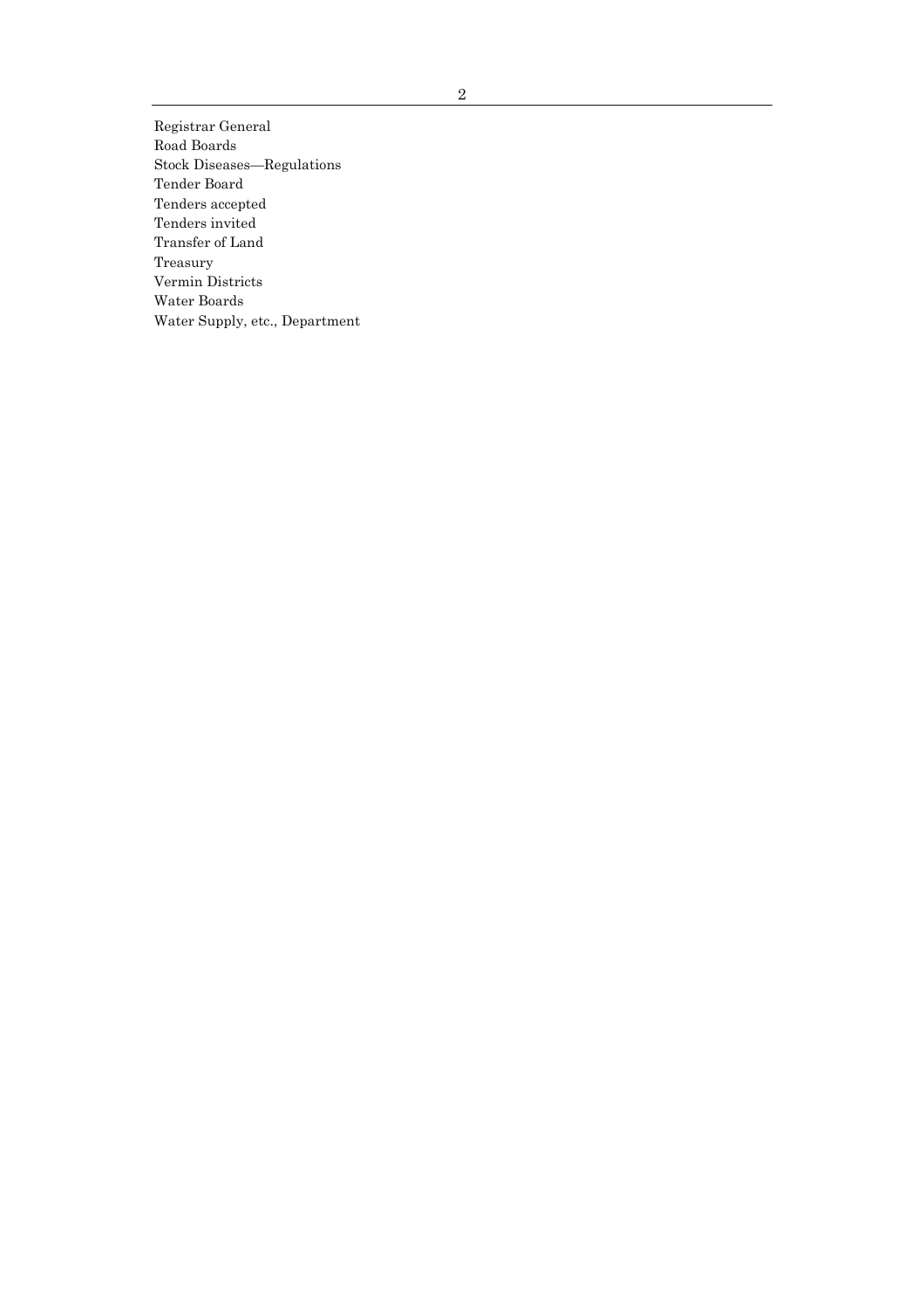Registrar General
Road Boards
Stock Diseases—Regulations
Tender Board
Tenders accepted
Tenders invited
Transfer of Land
Treasury
Vermin Districts
Water Boards
Water Supply, etc., Department